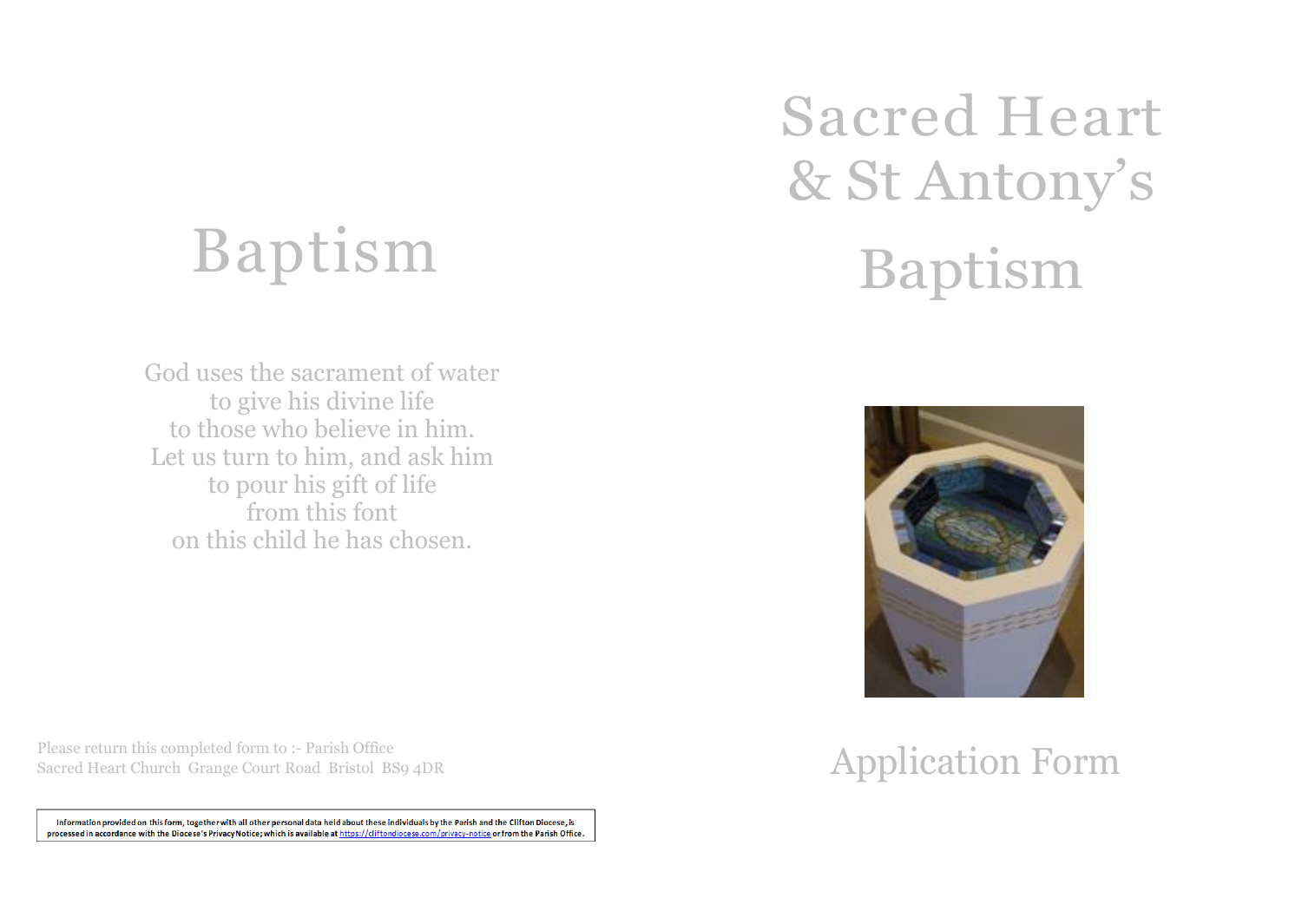# Baptism

God uses the sacrament of water
to give his divine life
to those who believe in him.
Let us turn to him, and ask him
to pour his gift of life
from this font
on this child he has chosen.

Please return this completed form to :- Parish Office
Sacred Heart Church Grange Court Road Bristol BS9 4DR

Information provided on this form, together with all other personal data held about these individuals by the Parish and the Clifton Diocese, is processed in accordance with the Diocese's Privacy Notice; which is available at https://cliftondiocese.com/privacy-notice or from the Parish Office.

# Sacred Heart & St Antony's

# Baptism

## Application Form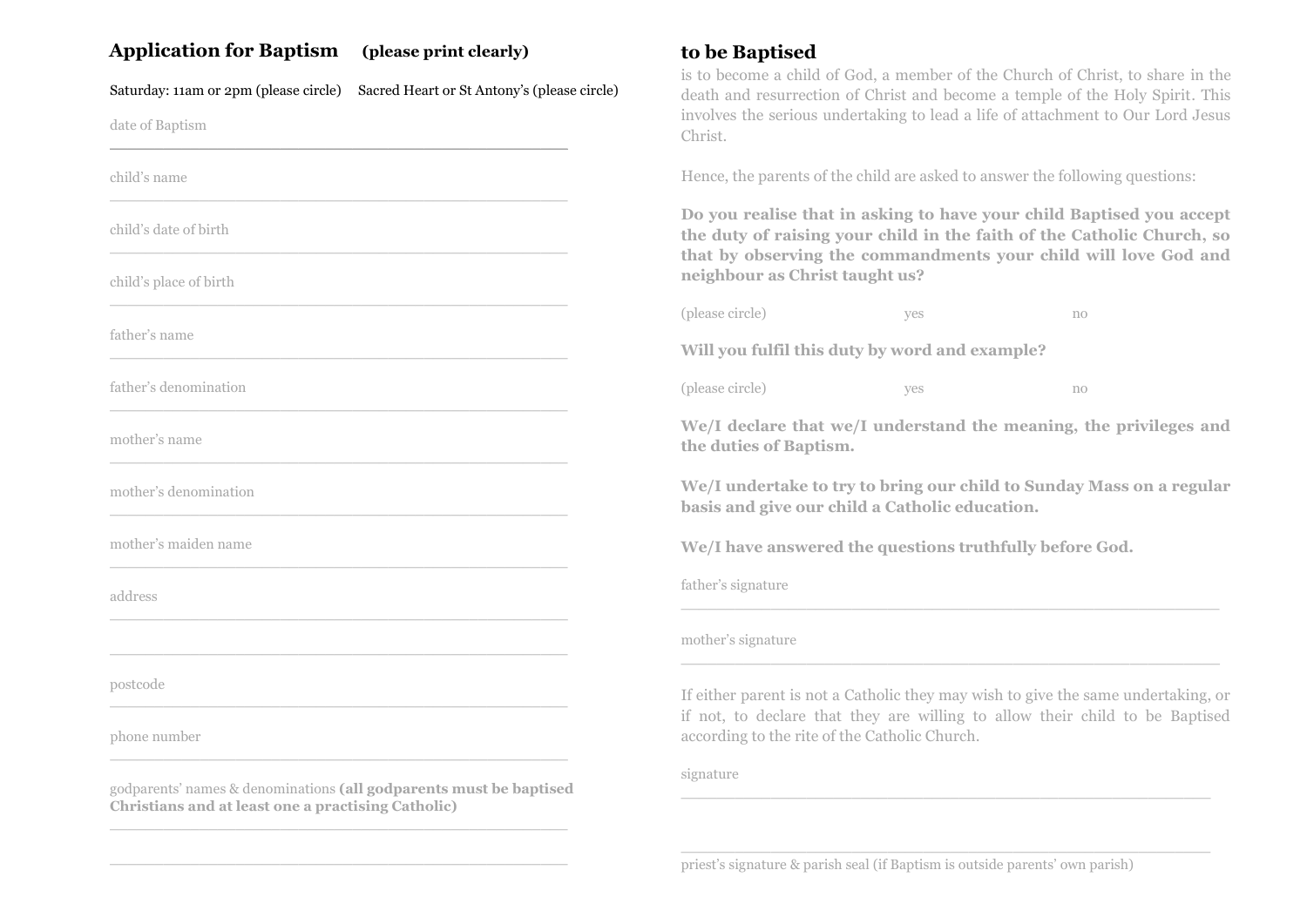## Application for Baptism (please print clearly)

Saturday: 11am or 2pm (please circle) Sacred Heart or St Antony's (please circle)

date of Baptism

_______________________________________________

child's name

_______________________________________________

child's date of birth

_______________________________________________

child's place of birth

_______________________________________________

father's name

_______________________________________________

father's denomination

_______________________________________________

mother's name

_______________________________________________

mother's denomination

_______________________________________________

mother's maiden name

_______________________________________________

address

_______________________________________________

_______________________________________________

postcode

_______________________________________________

phone number

_______________________________________________

godparents' names & denominations **(all godparents must be baptised Christians and at least one a practising Catholic)**

_______________________________________________

_______________________________________________

## to be Baptised

is to become a child of God, a member of the Church of Christ, to share in the death and resurrection of Christ and become a temple of the Holy Spirit. This involves the serious undertaking to lead a life of attachment to Our Lord Jesus Christ.

Hence, the parents of the child are asked to answer the following questions:

**Do you realise that in asking to have your child Baptised you accept the duty of raising your child in the faith of the Catholic Church, so that by observing the commandments your child will love God and neighbour as Christ taught us?**

(please circle) yes no

**Will you fulfil this duty by word and example?**

(please circle) yes no

**We/I declare that we/I understand the meaning, the privileges and the duties of Baptism.**

**We/I undertake to try to bring our child to Sunday Mass on a regular basis and give our child a Catholic education.**

**We/I have answered the questions truthfully before God.**

father's signature

_______________________________________________

mother's signature

_______________________________________________

If either parent is not a Catholic they may wish to give the same undertaking, or if not, to declare that they are willing to allow their child to be Baptised according to the rite of the Catholic Church.

signature

_______________________________________________

_______________________________________________

priest's signature & parish seal (if Baptism is outside parents' own parish)